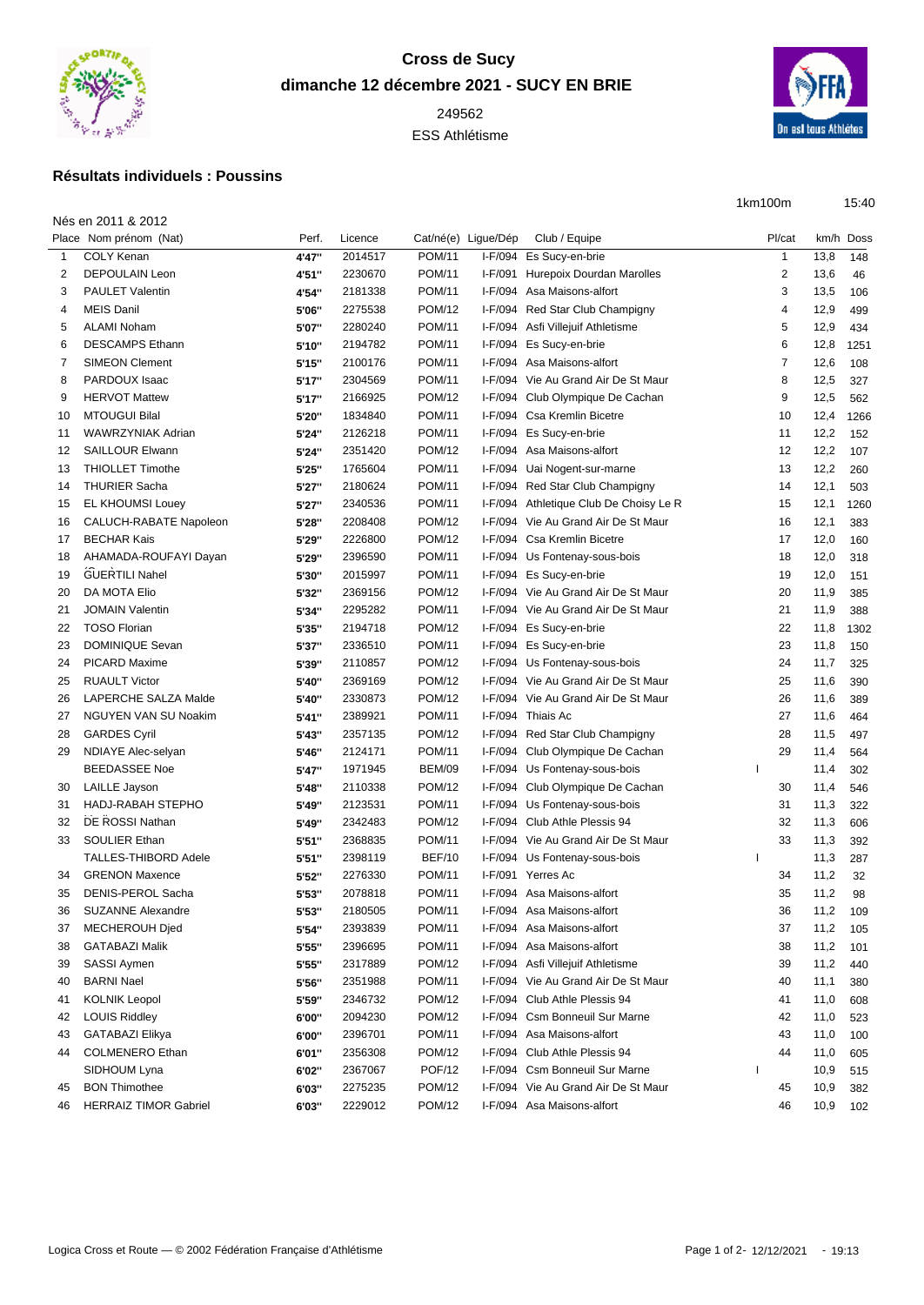# Cross de Sucy

## dimanche 12 décembre 2021 - SUCY EN BRIE

249562

ESS Athlétisme

### Résultats individuels : Poussins

1km100m 15:40

Nés en 2011 & 2012

| Place | Nom prénom (Nat) | Perf. | Licence | Cat/né(e) | Ligue/Dép | Club / Equipe | Pl/cat | km/h | Doss |
|---|---|---|---|---|---|---|---|---|---|
| 1 | COLY Kenan | **4'47''** | 2014517 | POM/11 | I-F/094 | Es Sucy-en-brie | 1 | 13,8 | 148 |
| 2 | DEPOULAIN Leon | **4'51''** | 2230670 | POM/11 | I-F/091 | Hurepoix Dourdan Marolles | 2 | 13,6 | 46 |
| 3 | PAULET Valentin | **4'54''** | 2181338 | POM/11 | I-F/094 | Asa Maisons-alfort | 3 | 13,5 | 106 |
| 4 | MEIS Danil | **5'06''** | 2275538 | POM/12 | I-F/094 | Red Star Club Champigny | 4 | 12,9 | 499 |
| 5 | ALAMI Noham | **5'07''** | 2280240 | POM/11 | I-F/094 | Asfi Villejuif Athletisme | 5 | 12,9 | 434 |
| 6 | DESCAMPS Ethann | **5'10''** | 2194782 | POM/11 | I-F/094 | Es Sucy-en-brie | 6 | 12,8 | 1251 |
| 7 | SIMEON Clement | **5'15''** | 2100176 | POM/11 | I-F/094 | Asa Maisons-alfort | 7 | 12,6 | 108 |
| 8 | PARDOUX Isaac | **5'17''** | 2304569 | POM/11 | I-F/094 | Vie Au Grand Air De St Maur | 8 | 12,5 | 327 |
| 9 | HERVOT Mattew | **5'17''** | 2166925 | POM/12 | I-F/094 | Club Olympique De Cachan | 9 | 12,5 | 562 |
| 10 | MTOUGUI Bilal | **5'20''** | 1834840 | POM/11 | I-F/094 | Csa Kremlin Bicetre | 10 | 12,4 | 1266 |
| 11 | WAWRZYNIAK Adrian | **5'24''** | 2126218 | POM/11 | I-F/094 | Es Sucy-en-brie | 11 | 12,2 | 152 |
| 12 | SAILLOUR Elwann | **5'24''** | 2351420 | POM/12 | I-F/094 | Asa Maisons-alfort | 12 | 12,2 | 107 |
| 13 | THIOLLET Timothe | **5'25''** | 1765604 | POM/11 | I-F/094 | Uai Nogent-sur-marne | 13 | 12,2 | 260 |
| 14 | THURIER Sacha | **5'27''** | 2180624 | POM/11 | I-F/094 | Red Star Club Champigny | 14 | 12,1 | 503 |
| 15 | EL KHOUMSI Louey | **5'27''** | 2340536 | POM/11 | I-F/094 | Athletique Club De Choisy Le R | 15 | 12,1 | 1260 |
| 16 | CALUCH-RABATE Napoleon | **5'28''** | 2208408 | POM/12 | I-F/094 | Vie Au Grand Air De St Maur | 16 | 12,1 | 383 |
| 17 | BECHAR Kais | **5'29''** | 2226800 | POM/12 | I-F/094 | Csa Kremlin Bicetre | 17 | 12,0 | 160 |
| 18 | AHAMADA-ROUFAYI Dayan | **5'29''** | 2396590 | POM/11 | I-F/094 | Us Fontenay-sous-bois | 18 | 12,0 | 318 |
| 19 | GUERTILI Nahel | **5'30''** | 2015997 | POM/11 | I-F/094 | Es Sucy-en-brie | 19 | 12,0 | 151 |
| 20 | DA MOTA Elio | **5'32''** | 2369156 | POM/12 | I-F/094 | Vie Au Grand Air De St Maur | 20 | 11,9 | 385 |
| 21 | JOMAIN Valentin | **5'34''** | 2295282 | POM/11 | I-F/094 | Vie Au Grand Air De St Maur | 21 | 11,9 | 388 |
| 22 | TOSO Florian | **5'35''** | 2194718 | POM/12 | I-F/094 | Es Sucy-en-brie | 22 | 11,8 | 1302 |
| 23 | DOMINIQUE Sevan | **5'37''** | 2336510 | POM/11 | I-F/094 | Es Sucy-en-brie | 23 | 11,8 | 150 |
| 24 | PICARD Maxime | **5'39''** | 2110857 | POM/12 | I-F/094 | Us Fontenay-sous-bois | 24 | 11,7 | 325 |
| 25 | RUAULT Victor | **5'40''** | 2369169 | POM/12 | I-F/094 | Vie Au Grand Air De St Maur | 25 | 11,6 | 390 |
| 26 | LAPERCHE SALZA Malde | **5'40''** | 2330873 | POM/12 | I-F/094 | Vie Au Grand Air De St Maur | 26 | 11,6 | 389 |
| 27 | NGUYEN VAN SU Noakim | **5'41''** | 2389921 | POM/11 | I-F/094 | Thiais Ac | 27 | 11,6 | 464 |
| 28 | GARDES Cyril | **5'43''** | 2357135 | POM/12 | I-F/094 | Red Star Club Champigny | 28 | 11,5 | 497 |
| 29 | NDIAYE Alec-selyan | **5'46''** | 2124171 | POM/11 | I-F/094 | Club Olympique De Cachan | 29 | 11,4 | 564 |
| | BEEDASSEE Noe | **5'47''** | 1971945 | BEM/09 | I-F/094 | Us Fontenay-sous-bois | I | 11,4 | 302 |
| 30 | LAILLE Jayson | **5'48''** | 2110338 | POM/12 | I-F/094 | Club Olympique De Cachan | 30 | 11,4 | 546 |
| 31 | HADJ-RABAH STEPHO | **5'49''** | 2123531 | POM/11 | I-F/094 | Us Fontenay-sous-bois | 31 | 11,3 | 322 |
| 32 | DE ROSSI Nathan | **5'49''** | 2342483 | POM/12 | I-F/094 | Club Athle Plessis 94 | 32 | 11,3 | 606 |
| 33 | SOULIER Ethan | **5'51''** | 2368835 | POM/11 | I-F/094 | Vie Au Grand Air De St Maur | 33 | 11,3 | 392 |
| | TALLES-THIBORD Adele | **5'51''** | 2398119 | BEF/10 | I-F/094 | Us Fontenay-sous-bois | I | 11,3 | 287 |
| 34 | GRENON Maxence | **5'52''** | 2276330 | POM/11 | I-F/091 | Yerres Ac | 34 | 11,2 | 32 |
| 35 | DENIS-PEROL Sacha | **5'53''** | 2078818 | POM/11 | I-F/094 | Asa Maisons-alfort | 35 | 11,2 | 98 |
| 36 | SUZANNE Alexandre | **5'53''** | 2180505 | POM/11 | I-F/094 | Asa Maisons-alfort | 36 | 11,2 | 109 |
| 37 | MECHEROUH Djed | **5'54''** | 2393839 | POM/11 | I-F/094 | Asa Maisons-alfort | 37 | 11,2 | 105 |
| 38 | GATABAZI Malik | **5'55''** | 2396695 | POM/11 | I-F/094 | Asa Maisons-alfort | 38 | 11,2 | 101 |
| 39 | SASSI Aymen | **5'55''** | 2317889 | POM/12 | I-F/094 | Asfi Villejuif Athletisme | 39 | 11,2 | 440 |
| 40 | BARNI Nael | **5'56''** | 2351988 | POM/11 | I-F/094 | Vie Au Grand Air De St Maur | 40 | 11,1 | 380 |
| 41 | KOLNIK Leopol | **5'59''** | 2346732 | POM/12 | I-F/094 | Club Athle Plessis 94 | 41 | 11,0 | 608 |
| 42 | LOUIS Riddley | **6'00''** | 2094230 | POM/12 | I-F/094 | Csm Bonneuil Sur Marne | 42 | 11,0 | 523 |
| 43 | GATABAZI Elikya | **6'00''** | 2396701 | POM/11 | I-F/094 | Asa Maisons-alfort | 43 | 11,0 | 100 |
| 44 | COLMENERO Ethan | **6'01''** | 2356308 | POM/12 | I-F/094 | Club Athle Plessis 94 | 44 | 11,0 | 605 |
| | SIDHOUM Lyna | **6'02''** | 2367067 | POF/12 | I-F/094 | Csm Bonneuil Sur Marne | I | 10,9 | 515 |
| 45 | BON Thimothee | **6'03''** | 2275235 | POM/12 | I-F/094 | Vie Au Grand Air De St Maur | 45 | 10,9 | 382 |
| 46 | HERRAIZ TIMOR Gabriel | **6'03''** | 2229012 | POM/12 | I-F/094 | Asa Maisons-alfort | 46 | 10,9 | 102 |

Logica Cross et Route — © 2002 Fédération Française d'Athlétisme · 12/12/2021 - 19:13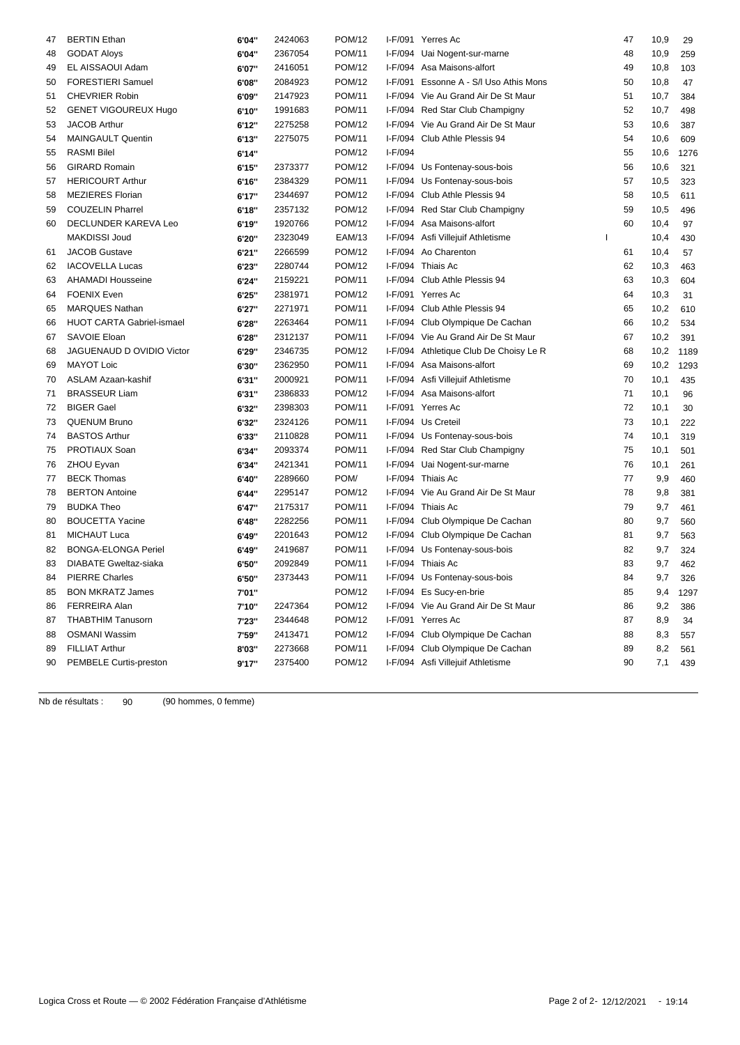| | | | | | | | | | | |
|---|---|---|---|---|---|---|---|---|---|---|
| 47 | BERTIN Ethan | 6'04'' | 2424063 | POM/12 | I-F/091 | Yerres Ac | | 47 | 10,9 | 29 |
| 48 | GODAT Aloys | 6'04'' | 2367054 | POM/11 | I-F/094 | Uai Nogent-sur-marne | | 48 | 10,9 | 259 |
| 49 | EL AISSAOUI Adam | 6'07'' | 2416051 | POM/12 | I-F/094 | Asa Maisons-alfort | | 49 | 10,8 | 103 |
| 50 | FORESTIERI Samuel | 6'08'' | 2084923 | POM/12 | I-F/091 | Essonne A - S/l Uso Athis Mons | | 50 | 10,8 | 47 |
| 51 | CHEVRIER Robin | 6'09'' | 2147923 | POM/11 | I-F/094 | Vie Au Grand Air De St Maur | | 51 | 10,7 | 384 |
| 52 | GENET VIGOUREUX Hugo | 6'10'' | 1991683 | POM/11 | I-F/094 | Red Star Club Champigny | | 52 | 10,7 | 498 |
| 53 | JACOB Arthur | 6'12'' | 2275258 | POM/12 | I-F/094 | Vie Au Grand Air De St Maur | | 53 | 10,6 | 387 |
| 54 | MAINGAULT Quentin | 6'13'' | 2275075 | POM/11 | I-F/094 | Club Athle Plessis 94 | | 54 | 10,6 | 609 |
| 55 | RASMI Bilel | 6'14'' | | POM/12 | I-F/094 | | | 55 | 10,6 | 1276 |
| 56 | GIRARD Romain | 6'15'' | 2373377 | POM/12 | I-F/094 | Us Fontenay-sous-bois | | 56 | 10,6 | 321 |
| 57 | HERICOURT Arthur | 6'16'' | 2384329 | POM/11 | I-F/094 | Us Fontenay-sous-bois | | 57 | 10,5 | 323 |
| 58 | MEZIERES Florian | 6'17'' | 2344697 | POM/12 | I-F/094 | Club Athle Plessis 94 | | 58 | 10,5 | 611 |
| 59 | COUZELIN Pharrel | 6'18'' | 2357132 | POM/12 | I-F/094 | Red Star Club Champigny | | 59 | 10,5 | 496 |
| 60 | DECLUNDER KAREVA Leo | 6'19'' | 1920766 | POM/12 | I-F/094 | Asa Maisons-alfort | | 60 | 10,4 | 97 |
| | MAKDISSI Joud | 6'20'' | 2323049 | EAM/13 | I-F/094 | Asfi Villejuif Athletisme | I | | 10,4 | 430 |
| 61 | JACOB Gustave | 6'21'' | 2266599 | POM/12 | I-F/094 | Ao Charenton | | 61 | 10,4 | 57 |
| 62 | IACOVELLA Lucas | 6'23'' | 2280744 | POM/12 | I-F/094 | Thiais Ac | | 62 | 10,3 | 463 |
| 63 | AHAMADI Housseine | 6'24'' | 2159221 | POM/11 | I-F/094 | Club Athle Plessis 94 | | 63 | 10,3 | 604 |
| 64 | FOENIX Even | 6'25'' | 2381971 | POM/12 | I-F/091 | Yerres Ac | | 64 | 10,3 | 31 |
| 65 | MARQUES Nathan | 6'27'' | 2271971 | POM/11 | I-F/094 | Club Athle Plessis 94 | | 65 | 10,2 | 610 |
| 66 | HUOT CARTA Gabriel-ismael | 6'28'' | 2263464 | POM/11 | I-F/094 | Club Olympique De Cachan | | 66 | 10,2 | 534 |
| 67 | SAVOIE Eloan | 6'28'' | 2312137 | POM/11 | I-F/094 | Vie Au Grand Air De St Maur | | 67 | 10,2 | 391 |
| 68 | JAGUENAUD D OVIDIO Victor | 6'29'' | 2346735 | POM/12 | I-F/094 | Athletique Club De Choisy Le R | | 68 | 10,2 | 1189 |
| 69 | MAYOT Loic | 6'30'' | 2362950 | POM/11 | I-F/094 | Asa Maisons-alfort | | 69 | 10,2 | 1293 |
| 70 | ASLAM Azaan-kashif | 6'31'' | 2000921 | POM/11 | I-F/094 | Asfi Villejuif Athletisme | | 70 | 10,1 | 435 |
| 71 | BRASSEUR Liam | 6'31'' | 2386833 | POM/12 | I-F/094 | Asa Maisons-alfort | | 71 | 10,1 | 96 |
| 72 | BIGER Gael | 6'32'' | 2398303 | POM/11 | I-F/091 | Yerres Ac | | 72 | 10,1 | 30 |
| 73 | QUENUM Bruno | 6'32'' | 2324126 | POM/11 | I-F/094 | Us Creteil | | 73 | 10,1 | 222 |
| 74 | BASTOS Arthur | 6'33'' | 2110828 | POM/11 | I-F/094 | Us Fontenay-sous-bois | | 74 | 10,1 | 319 |
| 75 | PROTIAUX Soan | 6'34'' | 2093374 | POM/11 | I-F/094 | Red Star Club Champigny | | 75 | 10,1 | 501 |
| 76 | ZHOU Eyvan | 6'34'' | 2421341 | POM/11 | I-F/094 | Uai Nogent-sur-marne | | 76 | 10,1 | 261 |
| 77 | BECK Thomas | 6'40'' | 2289660 | POM/ | I-F/094 | Thiais Ac | | 77 | 9,9 | 460 |
| 78 | BERTON Antoine | 6'44'' | 2295147 | POM/12 | I-F/094 | Vie Au Grand Air De St Maur | | 78 | 9,8 | 381 |
| 79 | BUDKA Theo | 6'47'' | 2175317 | POM/11 | I-F/094 | Thiais Ac | | 79 | 9,7 | 461 |
| 80 | BOUCETTA Yacine | 6'48'' | 2282256 | POM/11 | I-F/094 | Club Olympique De Cachan | | 80 | 9,7 | 560 |
| 81 | MICHAUT Luca | 6'49'' | 2201643 | POM/12 | I-F/094 | Club Olympique De Cachan | | 81 | 9,7 | 563 |
| 82 | BONGA-ELONGA Periel | 6'49'' | 2419687 | POM/11 | I-F/094 | Us Fontenay-sous-bois | | 82 | 9,7 | 324 |
| 83 | DIABATE Gweltaz-siaka | 6'50'' | 2092849 | POM/11 | I-F/094 | Thiais Ac | | 83 | 9,7 | 462 |
| 84 | PIERRE Charles | 6'50'' | 2373443 | POM/11 | I-F/094 | Us Fontenay-sous-bois | | 84 | 9,7 | 326 |
| 85 | BON MKRATZ James | 7'01'' | | POM/12 | I-F/094 | Es Sucy-en-brie | | 85 | 9,4 | 1297 |
| 86 | FERREIRA Alan | 7'10'' | 2247364 | POM/12 | I-F/094 | Vie Au Grand Air De St Maur | | 86 | 9,2 | 386 |
| 87 | THABTHIM Tanusorn | 7'23'' | 2344648 | POM/12 | I-F/091 | Yerres Ac | | 87 | 8,9 | 34 |
| 88 | OSMANI Wassim | 7'59'' | 2413471 | POM/12 | I-F/094 | Club Olympique De Cachan | | 88 | 8,3 | 557 |
| 89 | FILLIAT Arthur | 8'03'' | 2273668 | POM/11 | I-F/094 | Club Olympique De Cachan | | 89 | 8,2 | 561 |
| 90 | PEMBELE Curtis-preston | 9'17'' | 2375400 | POM/12 | I-F/094 | Asfi Villejuif Athletisme | | 90 | 7,1 | 439 |

Nb de résultats : 90 (90 hommes, 0 femme)

Logica Cross et Route — © 2002 Fédération Française d'Athlétisme